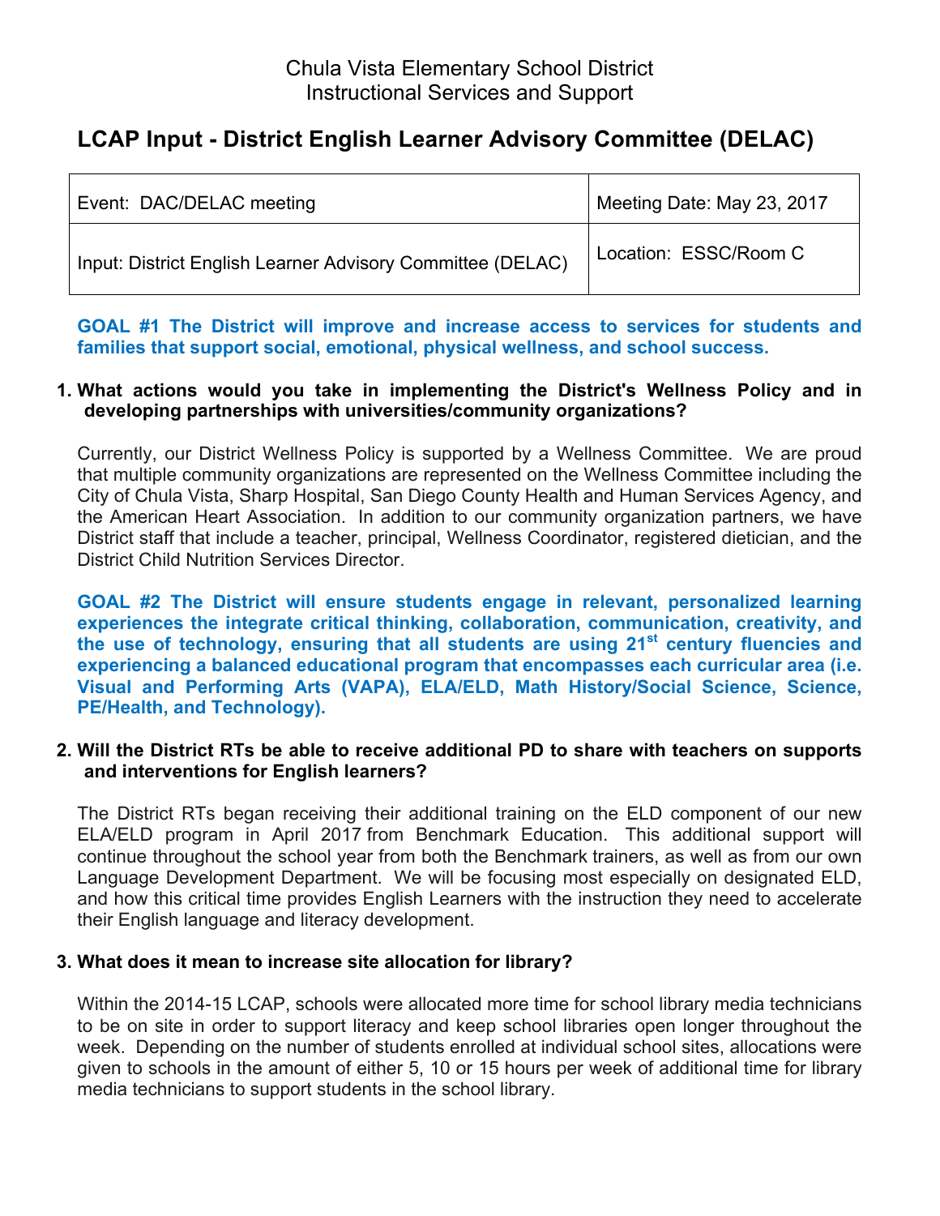Chula Vista Elementary School District
Instructional Services and Support

# LCAP Input - District English Learner Advisory Committee (DELAC)

| | |
|---|---|
| Event: DAC/DELAC meeting | Meeting Date: May 23, 2017 |
| Input: District English Learner Advisory Committee (DELAC) | Location: ESSC/Room C |

**GOAL #1 The District will improve and increase access to services for students and families that support social, emotional, physical wellness, and school success.**

**1. What actions would you take in implementing the District's Wellness Policy and in developing partnerships with universities/community organizations?**

Currently, our District Wellness Policy is supported by a Wellness Committee. We are proud that multiple community organizations are represented on the Wellness Committee including the City of Chula Vista, Sharp Hospital, San Diego County Health and Human Services Agency, and the American Heart Association. In addition to our community organization partners, we have District staff that include a teacher, principal, Wellness Coordinator, registered dietician, and the District Child Nutrition Services Director.

**GOAL #2 The District will ensure students engage in relevant, personalized learning experiences the integrate critical thinking, collaboration, communication, creativity, and the use of technology, ensuring that all students are using 21st century fluencies and experiencing a balanced educational program that encompasses each curricular area (i.e. Visual and Performing Arts (VAPA), ELA/ELD, Math History/Social Science, Science, PE/Health, and Technology).**

**2. Will the District RTs be able to receive additional PD to share with teachers on supports and interventions for English learners?**

The District RTs began receiving their additional training on the ELD component of our new ELA/ELD program in April 2017 from Benchmark Education. This additional support will continue throughout the school year from both the Benchmark trainers, as well as from our own Language Development Department. We will be focusing most especially on designated ELD, and how this critical time provides English Learners with the instruction they need to accelerate their English language and literacy development.

**3. What does it mean to increase site allocation for library?**

Within the 2014-15 LCAP, schools were allocated more time for school library media technicians to be on site in order to support literacy and keep school libraries open longer throughout the week. Depending on the number of students enrolled at individual school sites, allocations were given to schools in the amount of either 5, 10 or 15 hours per week of additional time for library media technicians to support students in the school library.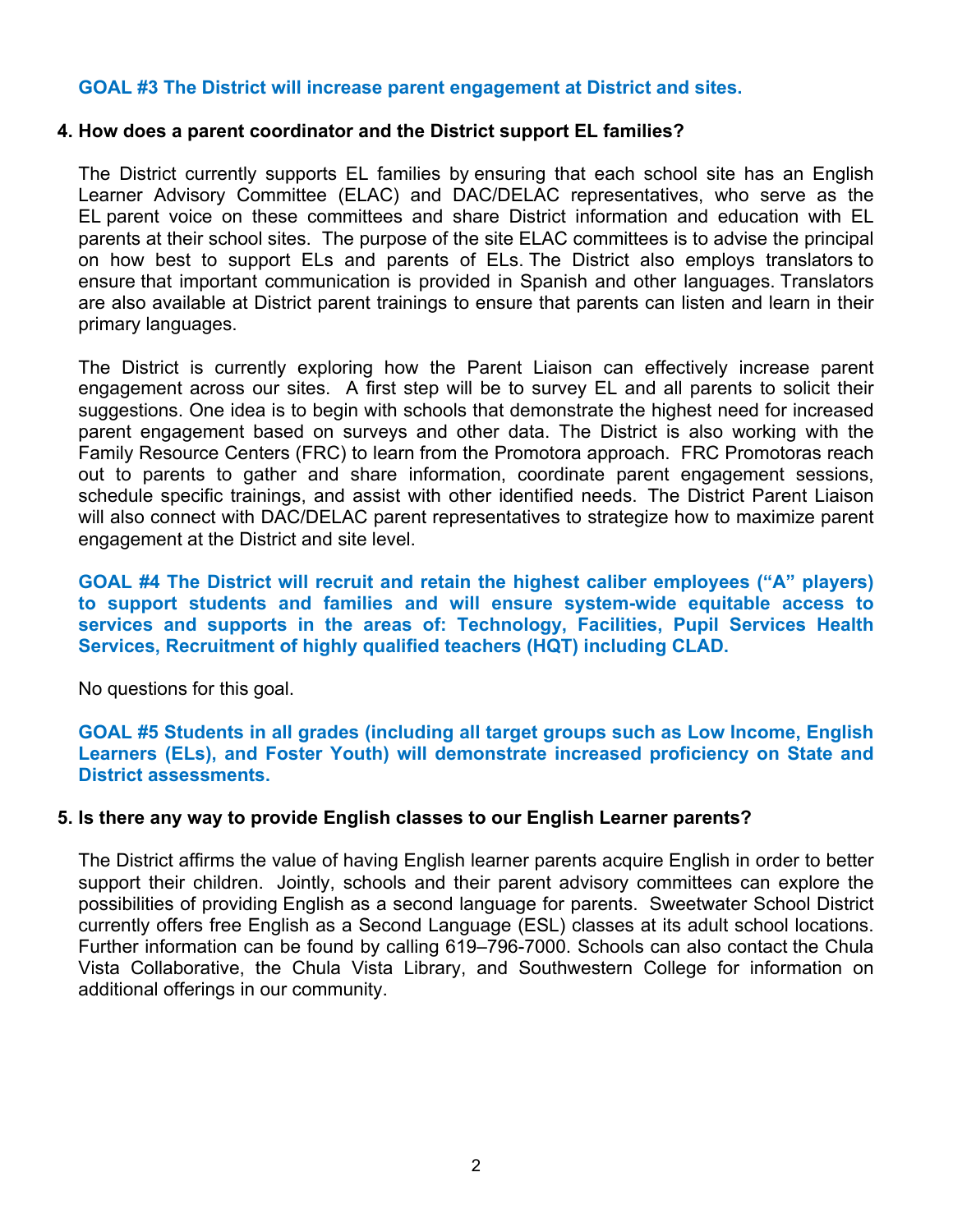**GOAL #3 The District will increase parent engagement at District and sites.**

**4. How does a parent coordinator and the District support EL families?**

The District currently supports EL families by ensuring that each school site has an English Learner Advisory Committee (ELAC) and DAC/DELAC representatives, who serve as the EL parent voice on these committees and share District information and education with EL parents at their school sites. The purpose of the site ELAC committees is to advise the principal on how best to support ELs and parents of ELs. The District also employs translators to ensure that important communication is provided in Spanish and other languages. Translators are also available at District parent trainings to ensure that parents can listen and learn in their primary languages.

The District is currently exploring how the Parent Liaison can effectively increase parent engagement across our sites. A first step will be to survey EL and all parents to solicit their suggestions. One idea is to begin with schools that demonstrate the highest need for increased parent engagement based on surveys and other data. The District is also working with the Family Resource Centers (FRC) to learn from the Promotora approach. FRC Promotoras reach out to parents to gather and share information, coordinate parent engagement sessions, schedule specific trainings, and assist with other identified needs. The District Parent Liaison will also connect with DAC/DELAC parent representatives to strategize how to maximize parent engagement at the District and site level.

**GOAL #4 The District will recruit and retain the highest caliber employees ("A" players) to support students and families and will ensure system-wide equitable access to services and supports in the areas of: Technology, Facilities, Pupil Services Health Services, Recruitment of highly qualified teachers (HQT) including CLAD.**

No questions for this goal.

**GOAL #5 Students in all grades (including all target groups such as Low Income, English Learners (ELs), and Foster Youth) will demonstrate increased proficiency on State and District assessments.**

**5. Is there any way to provide English classes to our English Learner parents?**

The District affirms the value of having English learner parents acquire English in order to better support their children. Jointly, schools and their parent advisory committees can explore the possibilities of providing English as a second language for parents. Sweetwater School District currently offers free English as a Second Language (ESL) classes at its adult school locations. Further information can be found by calling 619–796-7000. Schools can also contact the Chula Vista Collaborative, the Chula Vista Library, and Southwestern College for information on additional offerings in our community.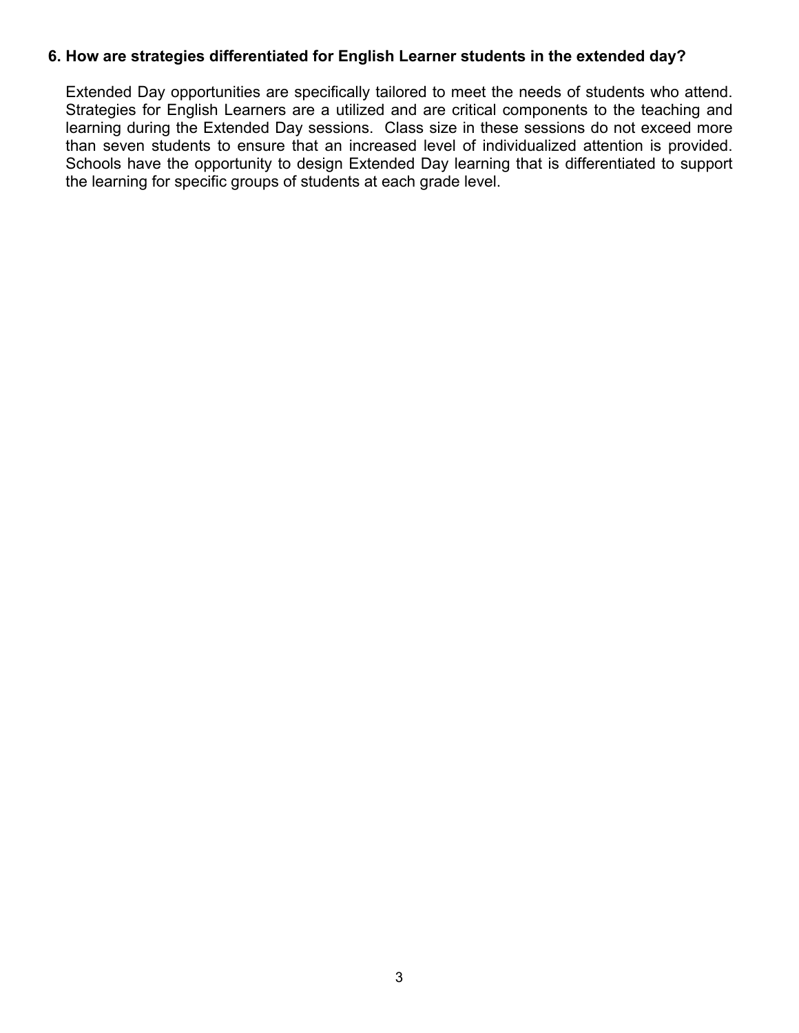**6. How are strategies differentiated for English Learner students in the extended day?**

Extended Day opportunities are specifically tailored to meet the needs of students who attend. Strategies for English Learners are a utilized and are critical components to the teaching and learning during the Extended Day sessions. Class size in these sessions do not exceed more than seven students to ensure that an increased level of individualized attention is provided. Schools have the opportunity to design Extended Day learning that is differentiated to support the learning for specific groups of students at each grade level.